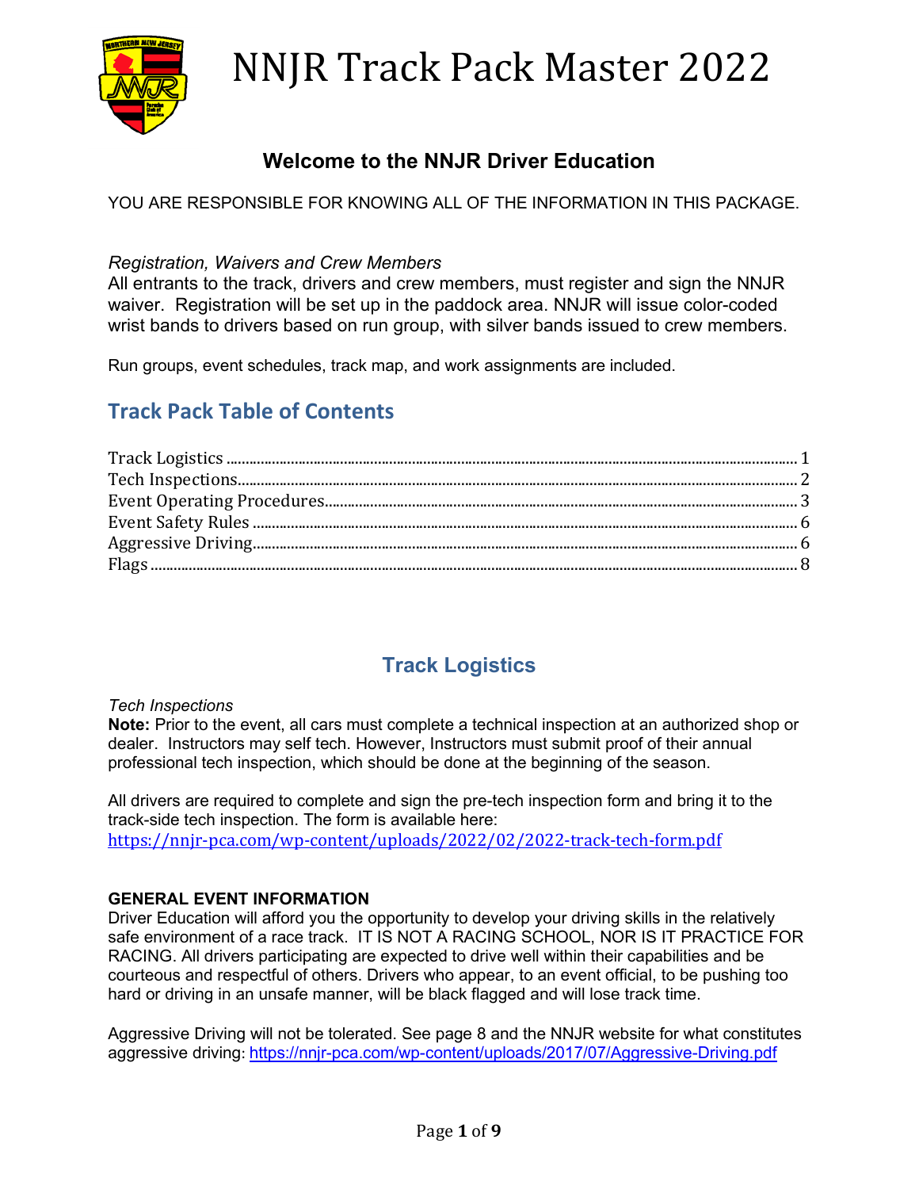# NNJR Track Pack Master 2022

## Welcome to the NNJR Driver Education

YOU ARE RESPONSIBLE FOR KNOWING ALL OF THE INFORMATION IN THIS PACKAGE.

*Registration, Waivers and Crew Members*

All entrants to the track, drivers and crew members, must register and sign the NNJR waiver. Registration will be set up in the paddock area. NNJR will issue color-coded wrist bands to drivers based on run group, with silver bands issued to crew members.

Run groups, event schedules, track map, and work assignments are included.

## Track Pack Table of Contents

Track Logistics ........ 1
Tech Inspections ........ 2
Event Operating Procedures ........ 3
Event Safety Rules ........ 6
Aggressive Driving ........ 6
Flags ........ 8

## Track Logistics

*Tech Inspections*

**Note:** Prior to the event, all cars must complete a technical inspection at an authorized shop or dealer. Instructors may self tech. However, Instructors must submit proof of their annual professional tech inspection, which should be done at the beginning of the season.

All drivers are required to complete and sign the pre-tech inspection form and bring it to the track-side tech inspection. The form is available here: https://nnjr-pca.com/wp-content/uploads/2022/02/2022-track-tech-form.pdf

**GENERAL EVENT INFORMATION**

Driver Education will afford you the opportunity to develop your driving skills in the relatively safe environment of a race track. IT IS NOT A RACING SCHOOL, NOR IS IT PRACTICE FOR RACING. All drivers participating are expected to drive well within their capabilities and be courteous and respectful of others. Drivers who appear, to an event official, to be pushing too hard or driving in an unsafe manner, will be black flagged and will lose track time.

Aggressive Driving will not be tolerated. See page 8 and the NNJR website for what constitutes aggressive driving: https://nnjr-pca.com/wp-content/uploads/2017/07/Aggressive-Driving.pdf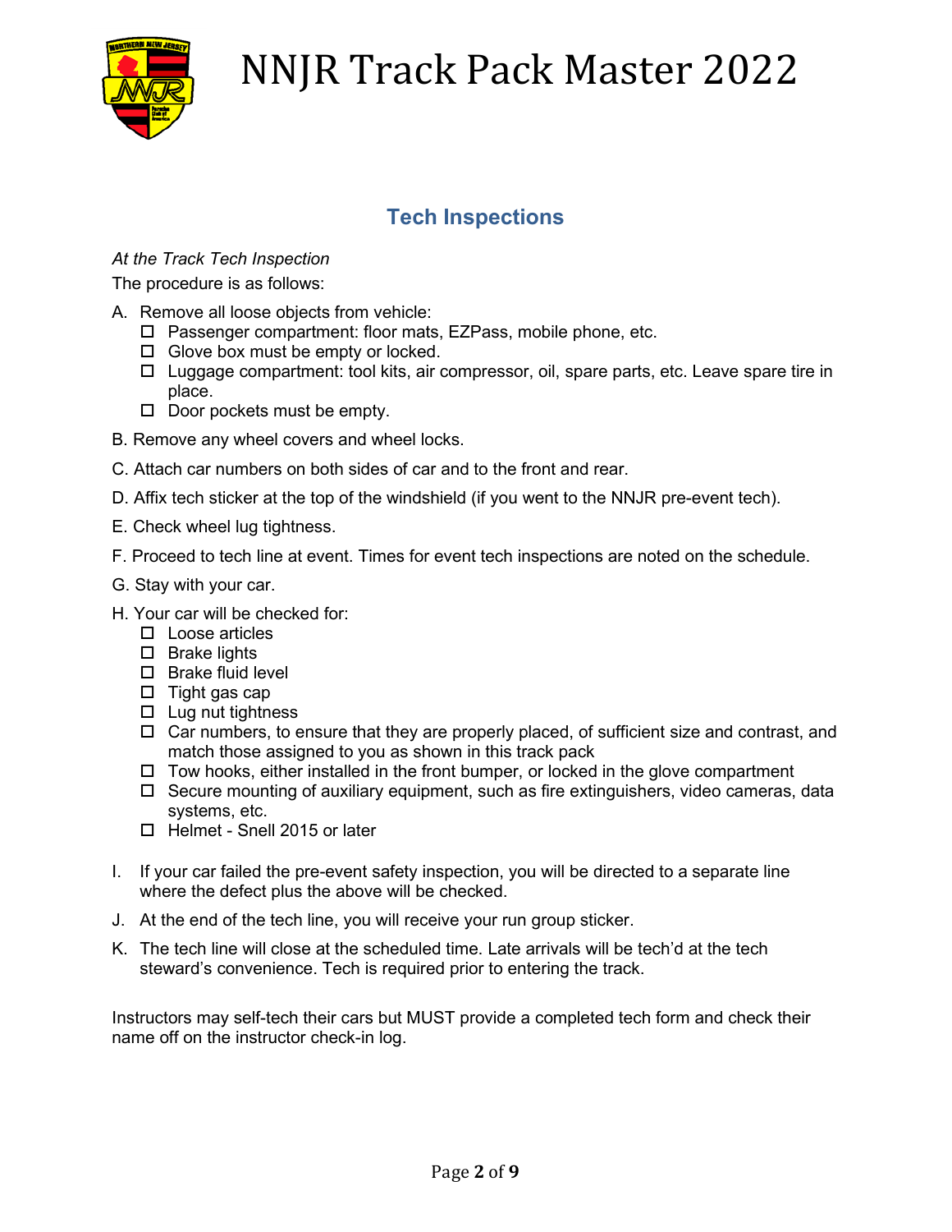## Tech Inspections

*At the Track Tech Inspection*

The procedure is as follows:

A. Remove all loose objects from vehicle:
   - ☐ Passenger compartment: floor mats, EZPass, mobile phone, etc.
   - ☐ Glove box must be empty or locked.
   - ☐ Luggage compartment: tool kits, air compressor, oil, spare parts, etc. Leave spare tire in place.
   - ☐ Door pockets must be empty.

B. Remove any wheel covers and wheel locks.

C. Attach car numbers on both sides of car and to the front and rear.

D. Affix tech sticker at the top of the windshield (if you went to the NNJR pre-event tech).

E. Check wheel lug tightness.

F. Proceed to tech line at event. Times for event tech inspections are noted on the schedule.

G. Stay with your car.

H. Your car will be checked for:
   - ☐ Loose articles
   - ☐ Brake lights
   - ☐ Brake fluid level
   - ☐ Tight gas cap
   - ☐ Lug nut tightness
   - ☐ Car numbers, to ensure that they are properly placed, of sufficient size and contrast, and match those assigned to you as shown in this track pack
   - ☐ Tow hooks, either installed in the front bumper, or locked in the glove compartment
   - ☐ Secure mounting of auxiliary equipment, such as fire extinguishers, video cameras, data systems, etc.
   - ☐ Helmet - Snell 2015 or later

I. If your car failed the pre-event safety inspection, you will be directed to a separate line where the defect plus the above will be checked.

J. At the end of the tech line, you will receive your run group sticker.

K. The tech line will close at the scheduled time. Late arrivals will be tech'd at the tech steward's convenience. Tech is required prior to entering the track.

Instructors may self-tech their cars but MUST provide a completed tech form and check their name off on the instructor check-in log.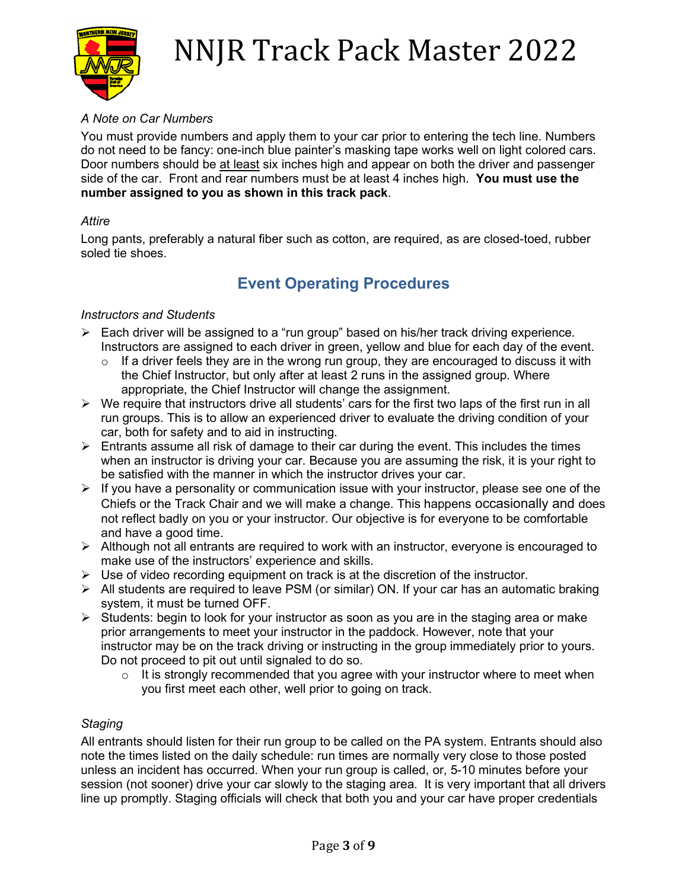*A Note on Car Numbers*

You must provide numbers and apply them to your car prior to entering the tech line. Numbers do not need to be fancy: one-inch blue painter's masking tape works well on light colored cars. Door numbers should be <u>at least</u> six inches high and appear on both the driver and passenger side of the car. Front and rear numbers must be at least 4 inches high. **You must use the number assigned to you as shown in this track pack**.

*Attire*

Long pants, preferably a natural fiber such as cotton, are required, as are closed-toed, rubber soled tie shoes.

## Event Operating Procedures

*Instructors and Students*

- Each driver will be assigned to a "run group" based on his/her track driving experience. Instructors are assigned to each driver in green, yellow and blue for each day of the event.
  - If a driver feels they are in the wrong run group, they are encouraged to discuss it with the Chief Instructor, but only after at least 2 runs in the assigned group. Where appropriate, the Chief Instructor will change the assignment.
- We require that instructors drive all students' cars for the first two laps of the first run in all run groups. This is to allow an experienced driver to evaluate the driving condition of your car, both for safety and to aid in instructing.
- Entrants assume all risk of damage to their car during the event. This includes the times when an instructor is driving your car. Because you are assuming the risk, it is your right to be satisfied with the manner in which the instructor drives your car.
- If you have a personality or communication issue with your instructor, please see one of the Chiefs or the Track Chair and we will make a change. This happens occasionally and does not reflect badly on you or your instructor. Our objective is for everyone to be comfortable and have a good time.
- Although not all entrants are required to work with an instructor, everyone is encouraged to make use of the instructors' experience and skills.
- Use of video recording equipment on track is at the discretion of the instructor.
- All students are required to leave PSM (or similar) ON. If your car has an automatic braking system, it must be turned OFF.
- Students: begin to look for your instructor as soon as you are in the staging area or make prior arrangements to meet your instructor in the paddock. However, note that your instructor may be on the track driving or instructing in the group immediately prior to yours. Do not proceed to pit out until signaled to do so.
  - It is strongly recommended that you agree with your instructor where to meet when you first meet each other, well prior to going on track.

*Staging*

All entrants should listen for their run group to be called on the PA system. Entrants should also note the times listed on the daily schedule: run times are normally very close to those posted unless an incident has occurred. When your run group is called, or, 5-10 minutes before your session (not sooner) drive your car slowly to the staging area. It is very important that all drivers line up promptly. Staging officials will check that both you and your car have proper credentials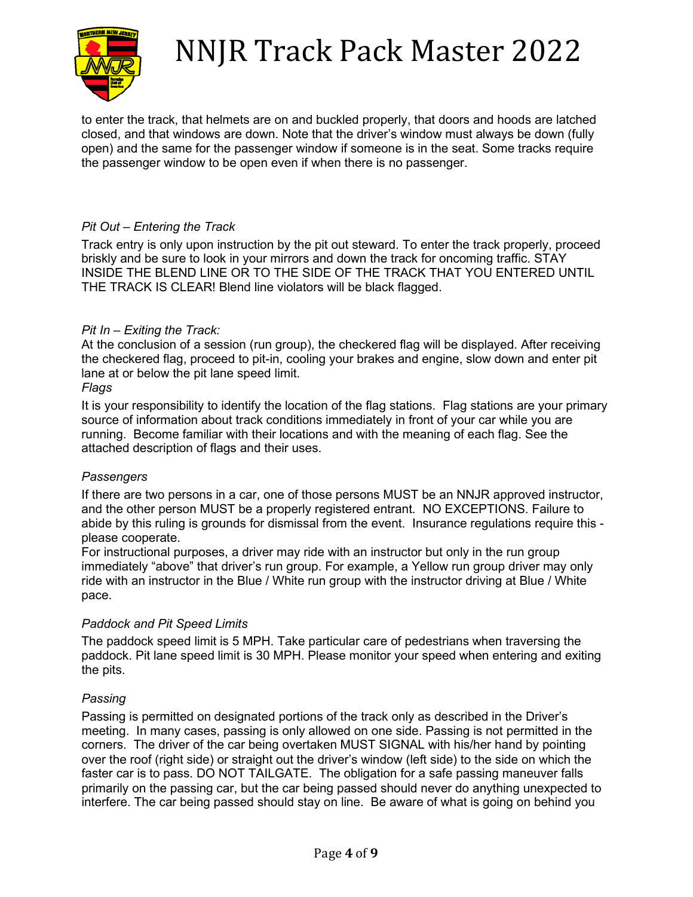to enter the track, that helmets are on and buckled properly, that doors and hoods are latched closed, and that windows are down. Note that the driver's window must always be down (fully open) and the same for the passenger window if someone is in the seat. Some tracks require the passenger window to be open even if when there is no passenger.

*Pit Out – Entering the Track*

Track entry is only upon instruction by the pit out steward. To enter the track properly, proceed briskly and be sure to look in your mirrors and down the track for oncoming traffic. STAY INSIDE THE BLEND LINE OR TO THE SIDE OF THE TRACK THAT YOU ENTERED UNTIL THE TRACK IS CLEAR! Blend line violators will be black flagged.

*Pit In – Exiting the Track:*

At the conclusion of a session (run group), the checkered flag will be displayed. After receiving the checkered flag, proceed to pit-in, cooling your brakes and engine, slow down and enter pit lane at or below the pit lane speed limit.

*Flags*

It is your responsibility to identify the location of the flag stations. Flag stations are your primary source of information about track conditions immediately in front of your car while you are running. Become familiar with their locations and with the meaning of each flag. See the attached description of flags and their uses.

*Passengers*

If there are two persons in a car, one of those persons MUST be an NNJR approved instructor, and the other person MUST be a properly registered entrant. NO EXCEPTIONS. Failure to abide by this ruling is grounds for dismissal from the event. Insurance regulations require this - please cooperate.

For instructional purposes, a driver may ride with an instructor but only in the run group immediately "above" that driver's run group. For example, a Yellow run group driver may only ride with an instructor in the Blue / White run group with the instructor driving at Blue / White pace.

*Paddock and Pit Speed Limits*

The paddock speed limit is 5 MPH. Take particular care of pedestrians when traversing the paddock. Pit lane speed limit is 30 MPH. Please monitor your speed when entering and exiting the pits.

*Passing*

Passing is permitted on designated portions of the track only as described in the Driver's meeting. In many cases, passing is only allowed on one side. Passing is not permitted in the corners. The driver of the car being overtaken MUST SIGNAL with his/her hand by pointing over the roof (right side) or straight out the driver's window (left side) to the side on which the faster car is to pass. DO NOT TAILGATE. The obligation for a safe passing maneuver falls primarily on the passing car, but the car being passed should never do anything unexpected to interfere. The car being passed should stay on line. Be aware of what is going on behind you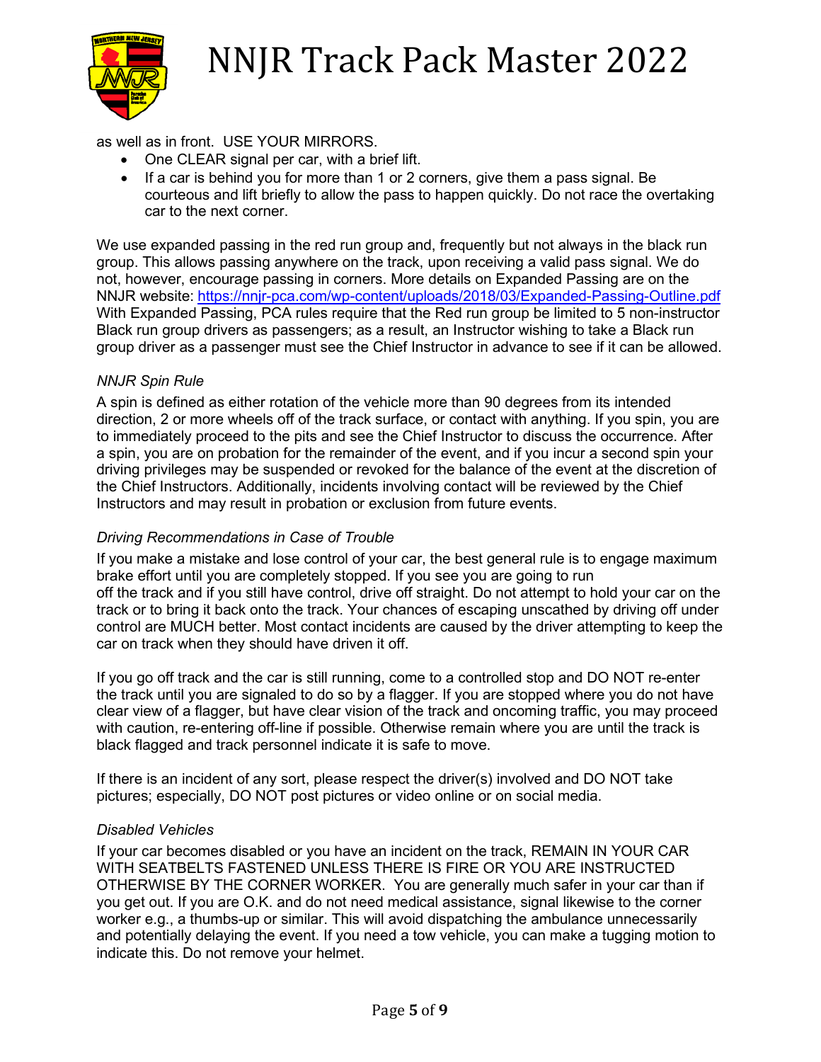as well as in front. USE YOUR MIRRORS.

- One CLEAR signal per car, with a brief lift.
- If a car is behind you for more than 1 or 2 corners, give them a pass signal. Be courteous and lift briefly to allow the pass to happen quickly. Do not race the overtaking car to the next corner.

We use expanded passing in the red run group and, frequently but not always in the black run group. This allows passing anywhere on the track, upon receiving a valid pass signal. We do not, however, encourage passing in corners. More details on Expanded Passing are on the NNJR website: https://nnjr-pca.com/wp-content/uploads/2018/03/Expanded-Passing-Outline.pdf With Expanded Passing, PCA rules require that the Red run group be limited to 5 non-instructor Black run group drivers as passengers; as a result, an Instructor wishing to take a Black run group driver as a passenger must see the Chief Instructor in advance to see if it can be allowed.

*NNJR Spin Rule*

A spin is defined as either rotation of the vehicle more than 90 degrees from its intended direction, 2 or more wheels off of the track surface, or contact with anything. If you spin, you are to immediately proceed to the pits and see the Chief Instructor to discuss the occurrence. After a spin, you are on probation for the remainder of the event, and if you incur a second spin your driving privileges may be suspended or revoked for the balance of the event at the discretion of the Chief Instructors. Additionally, incidents involving contact will be reviewed by the Chief Instructors and may result in probation or exclusion from future events.

*Driving Recommendations in Case of Trouble*

If you make a mistake and lose control of your car, the best general rule is to engage maximum brake effort until you are completely stopped. If you see you are going to run off the track and if you still have control, drive off straight. Do not attempt to hold your car on the track or to bring it back onto the track. Your chances of escaping unscathed by driving off under control are MUCH better. Most contact incidents are caused by the driver attempting to keep the car on track when they should have driven it off.

If you go off track and the car is still running, come to a controlled stop and DO NOT re-enter the track until you are signaled to do so by a flagger. If you are stopped where you do not have clear view of a flagger, but have clear vision of the track and oncoming traffic, you may proceed with caution, re-entering off-line if possible. Otherwise remain where you are until the track is black flagged and track personnel indicate it is safe to move.

If there is an incident of any sort, please respect the driver(s) involved and DO NOT take pictures; especially, DO NOT post pictures or video online or on social media.

*Disabled Vehicles*

If your car becomes disabled or you have an incident on the track, REMAIN IN YOUR CAR WITH SEATBELTS FASTENED UNLESS THERE IS FIRE OR YOU ARE INSTRUCTED OTHERWISE BY THE CORNER WORKER. You are generally much safer in your car than if you get out. If you are O.K. and do not need medical assistance, signal likewise to the corner worker e.g., a thumbs-up or similar. This will avoid dispatching the ambulance unnecessarily and potentially delaying the event. If you need a tow vehicle, you can make a tugging motion to indicate this. Do not remove your helmet.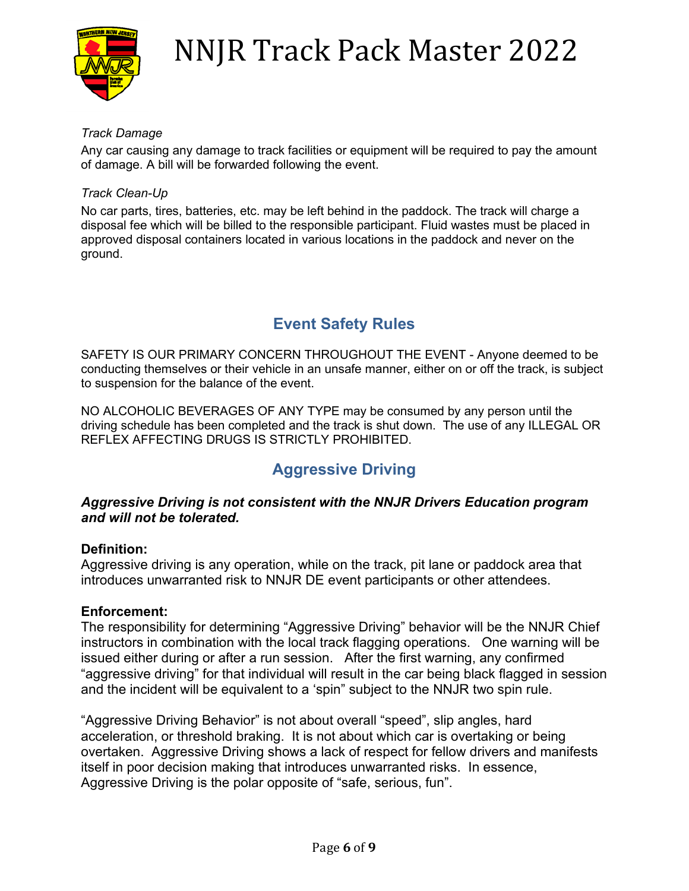*Track Damage*

Any car causing any damage to track facilities or equipment will be required to pay the amount of damage. A bill will be forwarded following the event.

*Track Clean-Up*

No car parts, tires, batteries, etc. may be left behind in the paddock. The track will charge a disposal fee which will be billed to the responsible participant. Fluid wastes must be placed in approved disposal containers located in various locations in the paddock and never on the ground.

## Event Safety Rules

SAFETY IS OUR PRIMARY CONCERN THROUGHOUT THE EVENT - Anyone deemed to be conducting themselves or their vehicle in an unsafe manner, either on or off the track, is subject to suspension for the balance of the event.

NO ALCOHOLIC BEVERAGES OF ANY TYPE may be consumed by any person until the driving schedule has been completed and the track is shut down. The use of any ILLEGAL OR REFLEX AFFECTING DRUGS IS STRICTLY PROHIBITED.

## Aggressive Driving

***Aggressive Driving is not consistent with the NNJR Drivers Education program and will not be tolerated.***

**Definition:**
Aggressive driving is any operation, while on the track, pit lane or paddock area that introduces unwarranted risk to NNJR DE event participants or other attendees.

**Enforcement:**
The responsibility for determining "Aggressive Driving" behavior will be the NNJR Chief instructors in combination with the local track flagging operations. One warning will be issued either during or after a run session. After the first warning, any confirmed "aggressive driving" for that individual will result in the car being black flagged in session and the incident will be equivalent to a 'spin" subject to the NNJR two spin rule.

"Aggressive Driving Behavior" is not about overall "speed", slip angles, hard acceleration, or threshold braking. It is not about which car is overtaking or being overtaken. Aggressive Driving shows a lack of respect for fellow drivers and manifests itself in poor decision making that introduces unwarranted risks. In essence, Aggressive Driving is the polar opposite of "safe, serious, fun".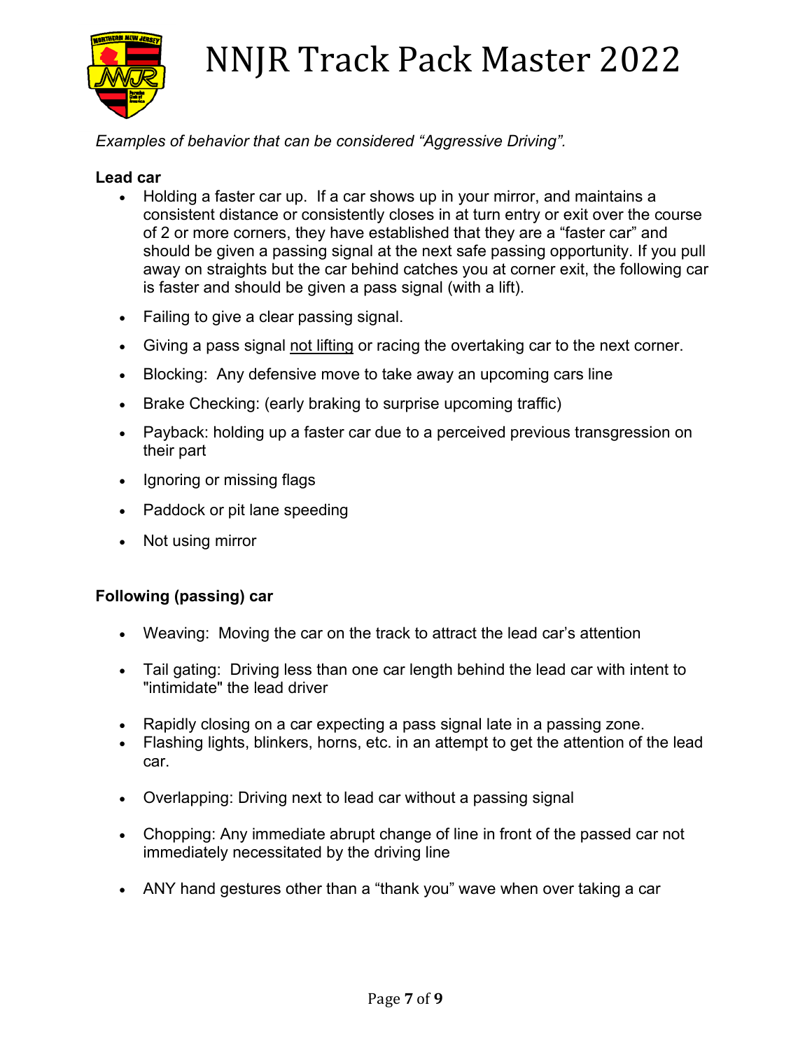*Examples of behavior that can be considered “Aggressive Driving”.*

**Lead car**

- Holding a faster car up. If a car shows up in your mirror, and maintains a consistent distance or consistently closes in at turn entry or exit over the course of 2 or more corners, they have established that they are a “faster car” and should be given a passing signal at the next safe passing opportunity. If you pull away on straights but the car behind catches you at corner exit, the following car is faster and should be given a pass signal (with a lift).
- Failing to give a clear passing signal.
- Giving a pass signal <u>not lifting</u> or racing the overtaking car to the next corner.
- Blocking: Any defensive move to take away an upcoming cars line
- Brake Checking: (early braking to surprise upcoming traffic)
- Payback: holding up a faster car due to a perceived previous transgression on their part
- Ignoring or missing flags
- Paddock or pit lane speeding
- Not using mirror

**Following (passing) car**

- Weaving: Moving the car on the track to attract the lead car’s attention
- Tail gating: Driving less than one car length behind the lead car with intent to "intimidate" the lead driver
- Rapidly closing on a car expecting a pass signal late in a passing zone.
- Flashing lights, blinkers, horns, etc. in an attempt to get the attention of the lead car.
- Overlapping: Driving next to lead car without a passing signal
- Chopping: Any immediate abrupt change of line in front of the passed car not immediately necessitated by the driving line
- ANY hand gestures other than a “thank you” wave when over taking a car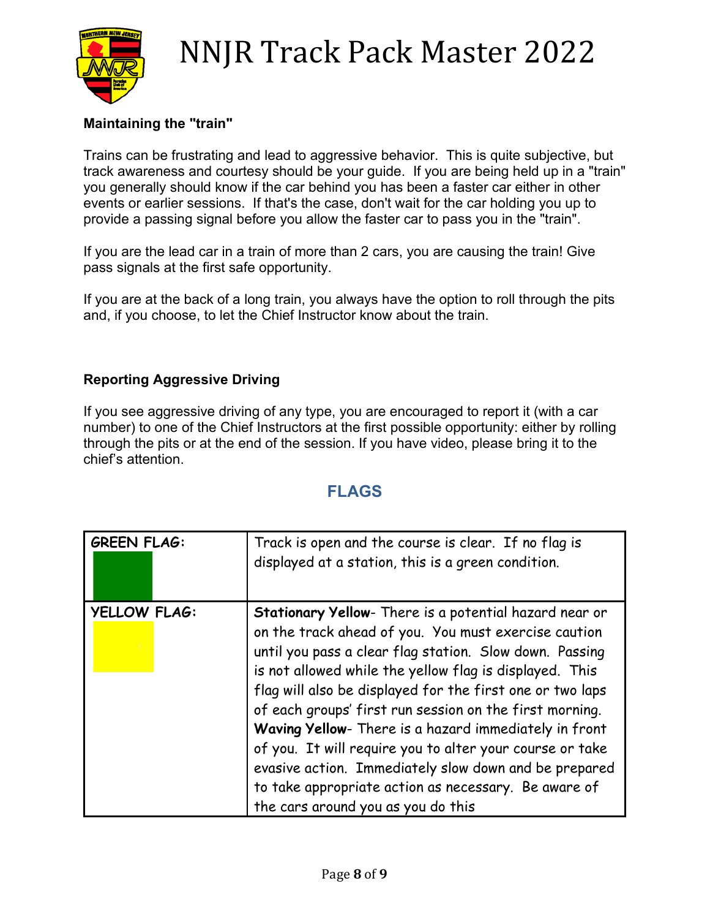### Maintaining the "train"

Trains can be frustrating and lead to aggressive behavior. This is quite subjective, but track awareness and courtesy should be your guide. If you are being held up in a "train" you generally should know if the car behind you has been a faster car either in other events or earlier sessions. If that's the case, don't wait for the car holding you up to provide a passing signal before you allow the faster car to pass you in the "train".

If you are the lead car in a train of more than 2 cars, you are causing the train! Give pass signals at the first safe opportunity.

If you are at the back of a long train, you always have the option to roll through the pits and, if you choose, to let the Chief Instructor know about the train.

### Reporting Aggressive Driving

If you see aggressive driving of any type, you are encouraged to report it (with a car number) to one of the Chief Instructors at the first possible opportunity: either by rolling through the pits or at the end of the session. If you have video, please bring it to the chief's attention.

## FLAGS

| | |
|---|---|
| **GREEN FLAG:** | Track is open and the course is clear. If no flag is displayed at a station, this is a green condition. |
| **YELLOW FLAG:** | **Stationary Yellow**- There is a potential hazard near or on the track ahead of you. You must exercise caution until you pass a clear flag station. Slow down. Passing is not allowed while the yellow flag is displayed. This flag will also be displayed for the first one or two laps of each groups' first run session on the first morning. **Waving Yellow**- There is a hazard immediately in front of you. It will require you to alter your course or take evasive action. Immediately slow down and be prepared to take appropriate action as necessary. Be aware of the cars around you as you do this |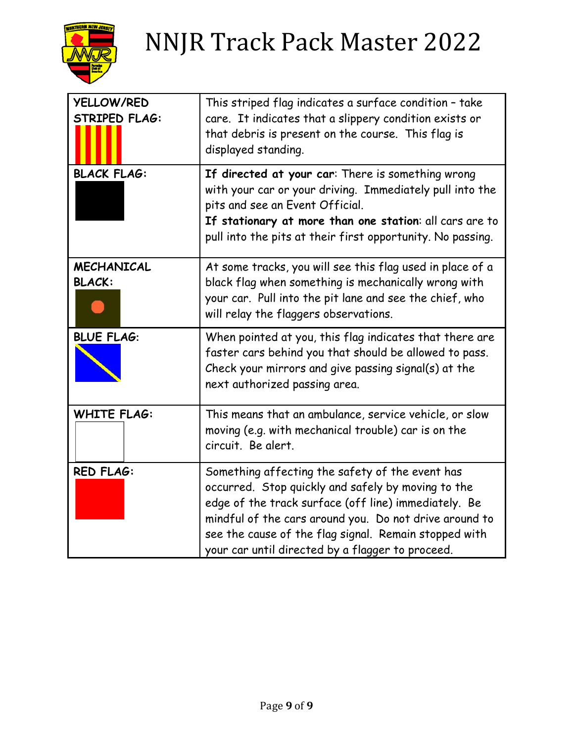| | |
|---|---|
| **YELLOW/RED STRIPED FLAG:** | This striped flag indicates a surface condition – take care. It indicates that a slippery condition exists or that debris is present on the course. This flag is displayed standing. |
| **BLACK FLAG:** | **If directed at your car**: There is something wrong with your car or your driving. Immediately pull into the pits and see an Event Official.<br>**If stationary at more than one station**: all cars are to pull into the pits at their first opportunity. No passing. |
| **MECHANICAL BLACK:** | At some tracks, you will see this flag used in place of a black flag when something is mechanically wrong with your car. Pull into the pit lane and see the chief, who will relay the flaggers observations. |
| **BLUE FLAG:** | When pointed at you, this flag indicates that there are faster cars behind you that should be allowed to pass. Check your mirrors and give passing signal(s) at the next authorized passing area. |
| **WHITE FLAG:** | This means that an ambulance, service vehicle, or slow moving (e.g. with mechanical trouble) car is on the circuit. Be alert. |
| **RED FLAG:** | Something affecting the safety of the event has occurred. Stop quickly and safely by moving to the edge of the track surface (off line) immediately. Be mindful of the cars around you. Do not drive around to see the cause of the flag signal. Remain stopped with your car until directed by a flagger to proceed. |